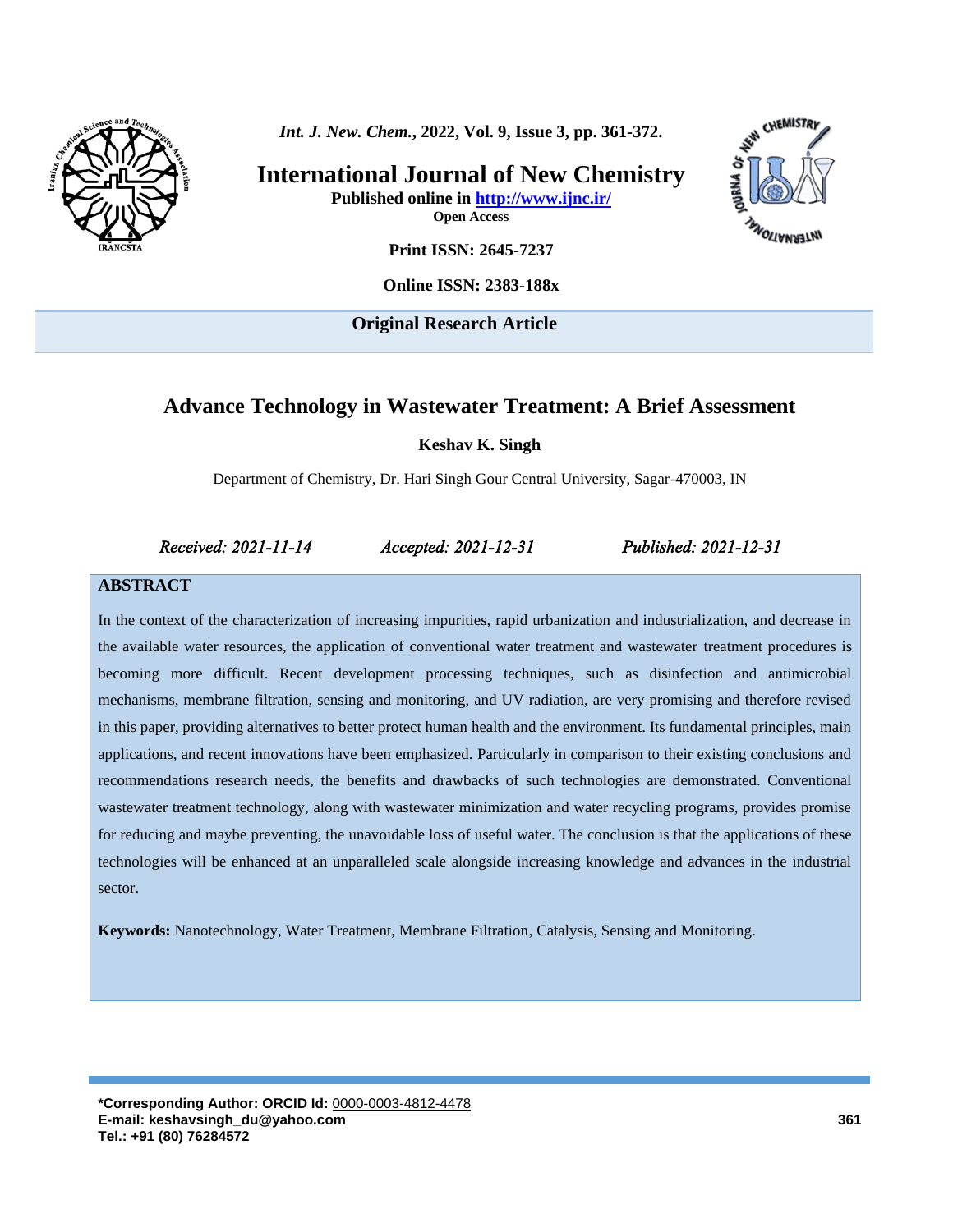**International Journal of New Chemistry**

**Published online in http://www.ijnc.ir/**

**Open Access**

**Print ISSN: 2645-7237**

**Online ISSN: 2383-188x**

**Original Research Article**

# Advance Technology in Wastewater Treatment: A Brief Assessment

**Keshav K. Singh**

Department of Chemistry, Dr. Hari Singh Gour Central University, Sagar-470003, IN

*Received: 2021-11-14* *Accepted: 2021-12-31* *Published: 2021-12-31*

## ABSTRACT

In the context of the characterization of increasing impurities, rapid urbanization and industrialization, and decrease in the available water resources, the application of conventional water treatment and wastewater treatment procedures is becoming more difficult. Recent development processing techniques, such as disinfection and antimicrobial mechanisms, membrane filtration, sensing and monitoring, and UV radiation, are very promising and therefore revised in this paper, providing alternatives to better protect human health and the environment. Its fundamental principles, main applications, and recent innovations have been emphasized. Particularly in comparison to their existing conclusions and recommendations research needs, the benefits and drawbacks of such technologies are demonstrated. Conventional wastewater treatment technology, along with wastewater minimization and water recycling programs, provides promise for reducing and maybe preventing, the unavoidable loss of useful water. The conclusion is that the applications of these technologies will be enhanced at an unparalleled scale alongside increasing knowledge and advances in the industrial sector.

**Keywords:** Nanotechnology, Water Treatment, Membrane Filtration, Catalysis, Sensing and Monitoring.

**\*Corresponding Author: ORCID Id:** 0000-0003-4812-4478
**E-mail: keshavsingh_du@yahoo.com**
**Tel.: +91 (80) 76284572**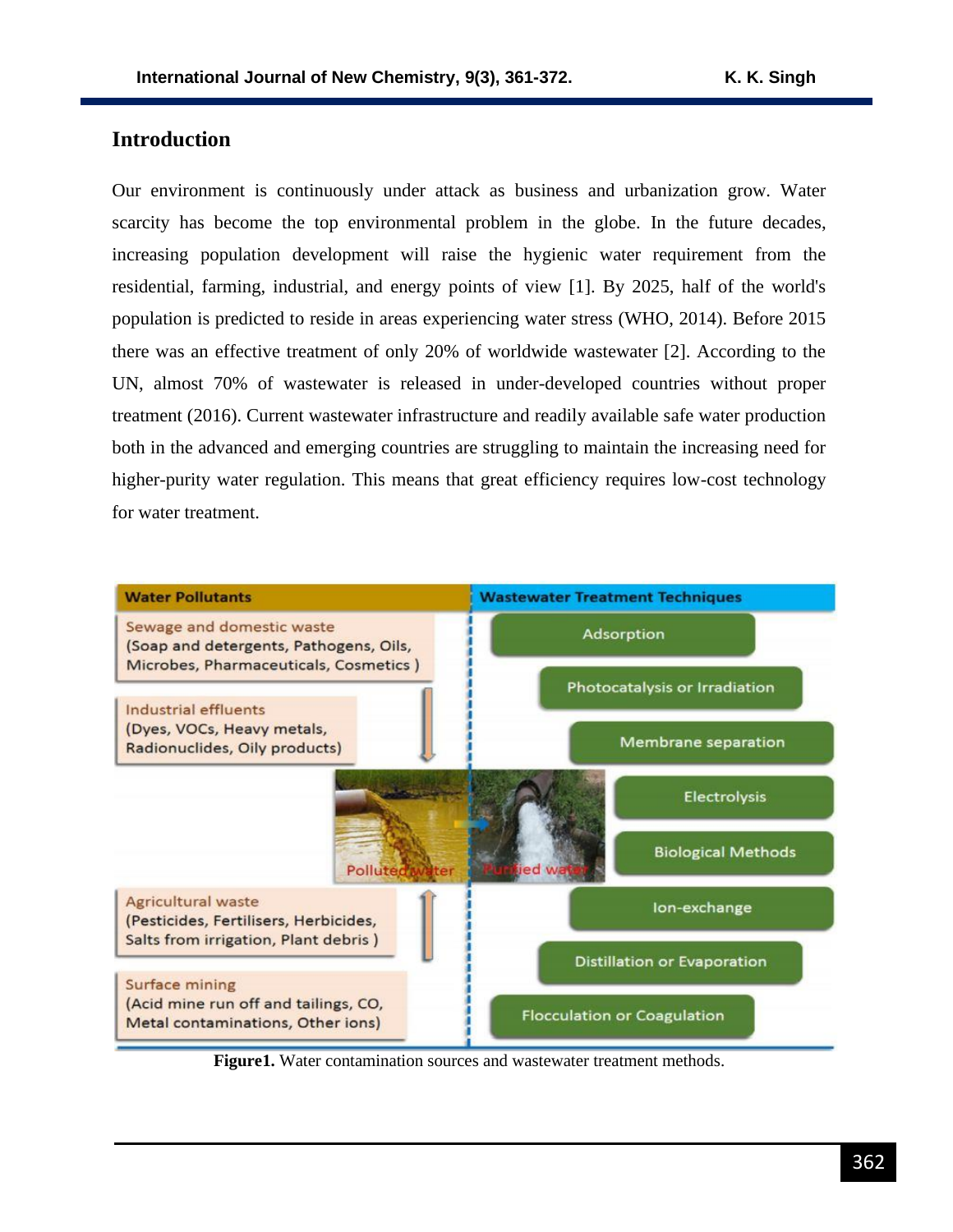## Introduction

Our environment is continuously under attack as business and urbanization grow. Water scarcity has become the top environmental problem in the globe. In the future decades, increasing population development will raise the hygienic water requirement from the residential, farming, industrial, and energy points of view [1]. By 2025, half of the world's population is predicted to reside in areas experiencing water stress (WHO, 2014). Before 2015 there was an effective treatment of only 20% of worldwide wastewater [2]. According to the UN, almost 70% of wastewater is released in under-developed countries without proper treatment (2016). Current wastewater infrastructure and readily available safe water production both in the advanced and emerging countries are struggling to maintain the increasing need for higher-purity water regulation. This means that great efficiency requires low-cost technology for water treatment.

**Figure1.** Water contamination sources and wastewater treatment methods.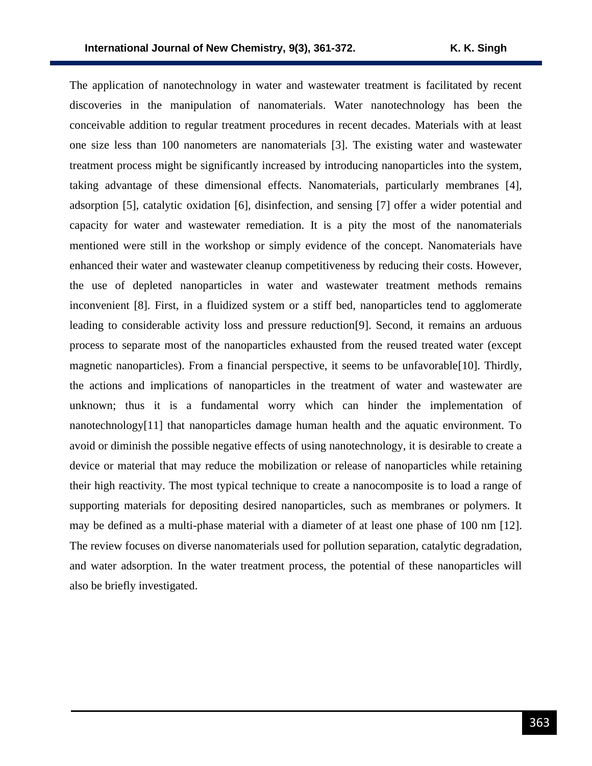The application of nanotechnology in water and wastewater treatment is facilitated by recent discoveries in the manipulation of nanomaterials. Water nanotechnology has been the conceivable addition to regular treatment procedures in recent decades. Materials with at least one size less than 100 nanometers are nanomaterials [3]. The existing water and wastewater treatment process might be significantly increased by introducing nanoparticles into the system, taking advantage of these dimensional effects. Nanomaterials, particularly membranes [4], adsorption [5], catalytic oxidation [6], disinfection, and sensing [7] offer a wider potential and capacity for water and wastewater remediation. It is a pity the most of the nanomaterials mentioned were still in the workshop or simply evidence of the concept. Nanomaterials have enhanced their water and wastewater cleanup competitiveness by reducing their costs. However, the use of depleted nanoparticles in water and wastewater treatment methods remains inconvenient [8]. First, in a fluidized system or a stiff bed, nanoparticles tend to agglomerate leading to considerable activity loss and pressure reduction[9]. Second, it remains an arduous process to separate most of the nanoparticles exhausted from the reused treated water (except magnetic nanoparticles). From a financial perspective, it seems to be unfavorable[10]. Thirdly, the actions and implications of nanoparticles in the treatment of water and wastewater are unknown; thus it is a fundamental worry which can hinder the implementation of nanotechnology[11] that nanoparticles damage human health and the aquatic environment. To avoid or diminish the possible negative effects of using nanotechnology, it is desirable to create a device or material that may reduce the mobilization or release of nanoparticles while retaining their high reactivity. The most typical technique to create a nanocomposite is to load a range of supporting materials for depositing desired nanoparticles, such as membranes or polymers. It may be defined as a multi-phase material with a diameter of at least one phase of 100 nm [12]. The review focuses on diverse nanomaterials used for pollution separation, catalytic degradation, and water adsorption. In the water treatment process, the potential of these nanoparticles will also be briefly investigated.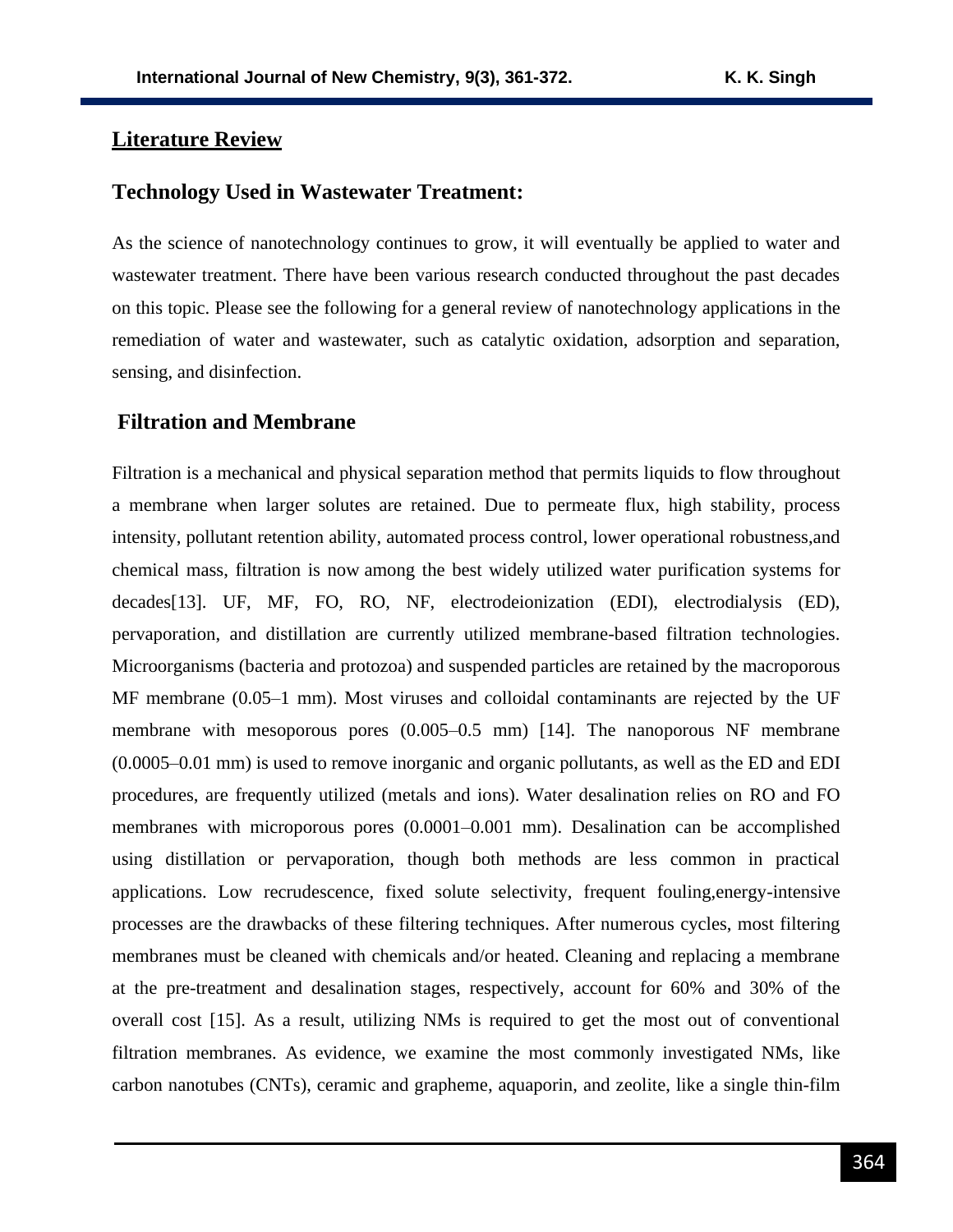## Literature Review

### Technology Used in Wastewater Treatment:

As the science of nanotechnology continues to grow, it will eventually be applied to water and wastewater treatment. There have been various research conducted throughout the past decades on this topic. Please see the following for a general review of nanotechnology applications in the remediation of water and wastewater, such as catalytic oxidation, adsorption and separation, sensing, and disinfection.

### Filtration and Membrane

Filtration is a mechanical and physical separation method that permits liquids to flow throughout a membrane when larger solutes are retained. Due to permeate flux, high stability, process intensity, pollutant retention ability, automated process control, lower operational robustness,and chemical mass, filtration is now among the best widely utilized water purification systems for decades[13]. UF, MF, FO, RO, NF, electrodeionization (EDI), electrodialysis (ED), pervaporation, and distillation are currently utilized membrane-based filtration technologies. Microorganisms (bacteria and protozoa) and suspended particles are retained by the macroporous MF membrane (0.05–1 mm). Most viruses and colloidal contaminants are rejected by the UF membrane with mesoporous pores (0.005–0.5 mm) [14]. The nanoporous NF membrane (0.0005–0.01 mm) is used to remove inorganic and organic pollutants, as well as the ED and EDI procedures, are frequently utilized (metals and ions). Water desalination relies on RO and FO membranes with microporous pores (0.0001–0.001 mm). Desalination can be accomplished using distillation or pervaporation, though both methods are less common in practical applications. Low recrudescence, fixed solute selectivity, frequent fouling,energy-intensive processes are the drawbacks of these filtering techniques. After numerous cycles, most filtering membranes must be cleaned with chemicals and/or heated. Cleaning and replacing a membrane at the pre-treatment and desalination stages, respectively, account for 60% and 30% of the overall cost [15]. As a result, utilizing NMs is required to get the most out of conventional filtration membranes. As evidence, we examine the most commonly investigated NMs, like carbon nanotubes (CNTs), ceramic and grapheme, aquaporin, and zeolite, like a single thin-film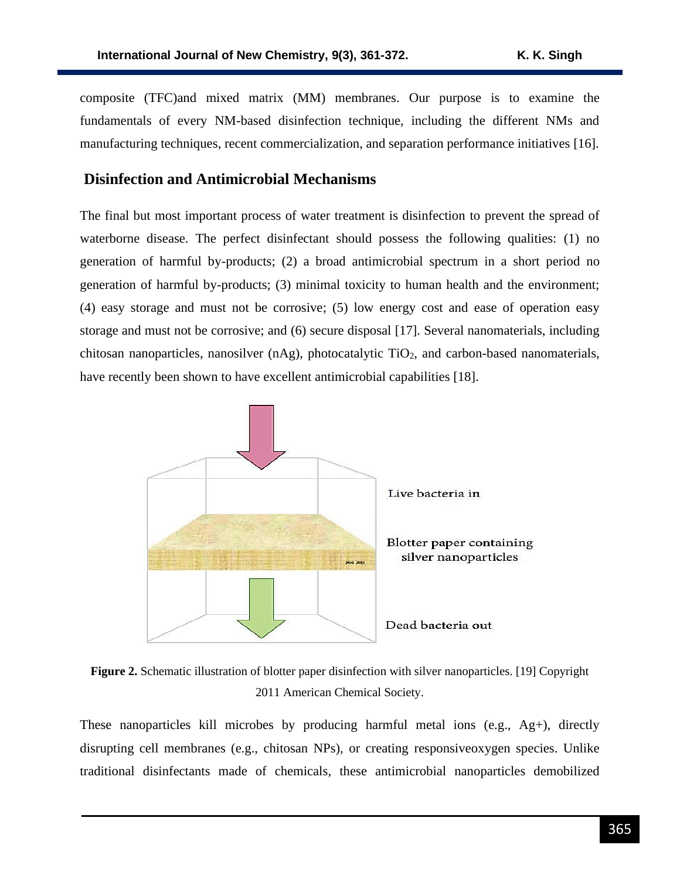composite (TFC)and mixed matrix (MM) membranes. Our purpose is to examine the fundamentals of every NM-based disinfection technique, including the different NMs and manufacturing techniques, recent commercialization, and separation performance initiatives [16].

## Disinfection and Antimicrobial Mechanisms

The final but most important process of water treatment is disinfection to prevent the spread of waterborne disease. The perfect disinfectant should possess the following qualities: (1) no generation of harmful by-products; (2) a broad antimicrobial spectrum in a short period no generation of harmful by-products; (3) minimal toxicity to human health and the environment; (4) easy storage and must not be corrosive; (5) low energy cost and ease of operation easy storage and must not be corrosive; and (6) secure disposal [17]. Several nanomaterials, including chitosan nanoparticles, nanosilver (nAg), photocatalytic $TiO_2$, and carbon-based nanomaterials, have recently been shown to have excellent antimicrobial capabilities [18].

Live bacteria in

Blotter paper containing silver nanoparticles

Dead bacteria out

**Figure 2.** Schematic illustration of blotter paper disinfection with silver nanoparticles. [19] Copyright 2011 American Chemical Society.

These nanoparticles kill microbes by producing harmful metal ions (e.g., $Ag^{+}$), directly disrupting cell membranes (e.g., chitosan NPs), or creating responsiveoxygen species. Unlike traditional disinfectants made of chemicals, these antimicrobial nanoparticles demobilized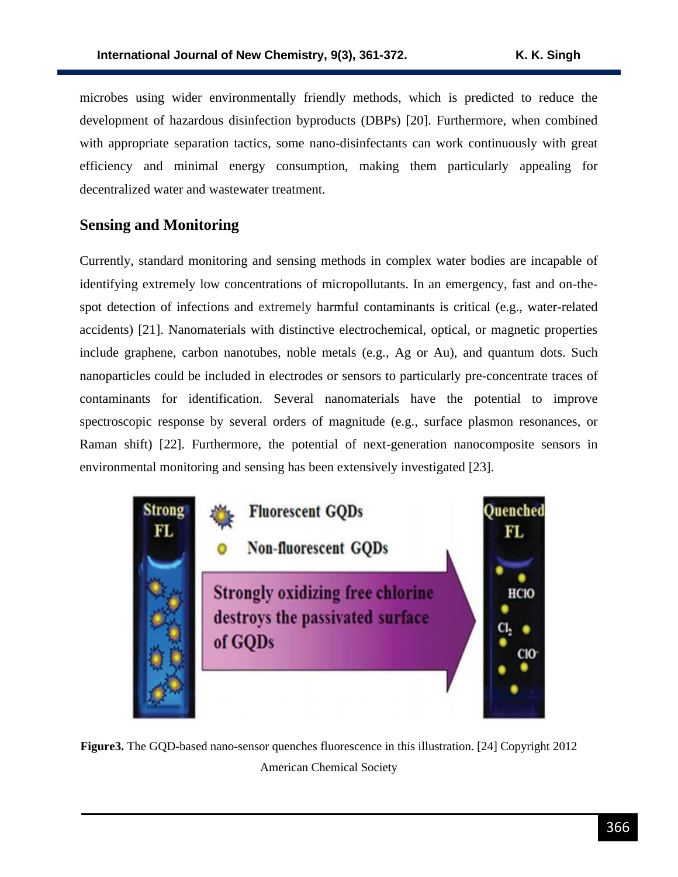microbes using wider environmentally friendly methods, which is predicted to reduce the development of hazardous disinfection byproducts (DBPs) [20]. Furthermore, when combined with appropriate separation tactics, some nano-disinfectants can work continuously with great efficiency and minimal energy consumption, making them particularly appealing for decentralized water and wastewater treatment.

## Sensing and Monitoring

Currently, standard monitoring and sensing methods in complex water bodies are incapable of identifying extremely low concentrations of micropollutants. In an emergency, fast and on-the-spot detection of infections and extremely harmful contaminants is critical (e.g., water-related accidents) [21]. Nanomaterials with distinctive electrochemical, optical, or magnetic properties include graphene, carbon nanotubes, noble metals (e.g., Ag or Au), and quantum dots. Such nanoparticles could be included in electrodes or sensors to particularly pre-concentrate traces of contaminants for identification. Several nanomaterials have the potential to improve spectroscopic response by several orders of magnitude (e.g., surface plasmon resonances, or Raman shift) [22]. Furthermore, the potential of next-generation nanocomposite sensors in environmental monitoring and sensing has been extensively investigated [23].

**Figure3.** The GQD-based nano-sensor quenches fluorescence in this illustration. [24] Copyright 2012 American Chemical Society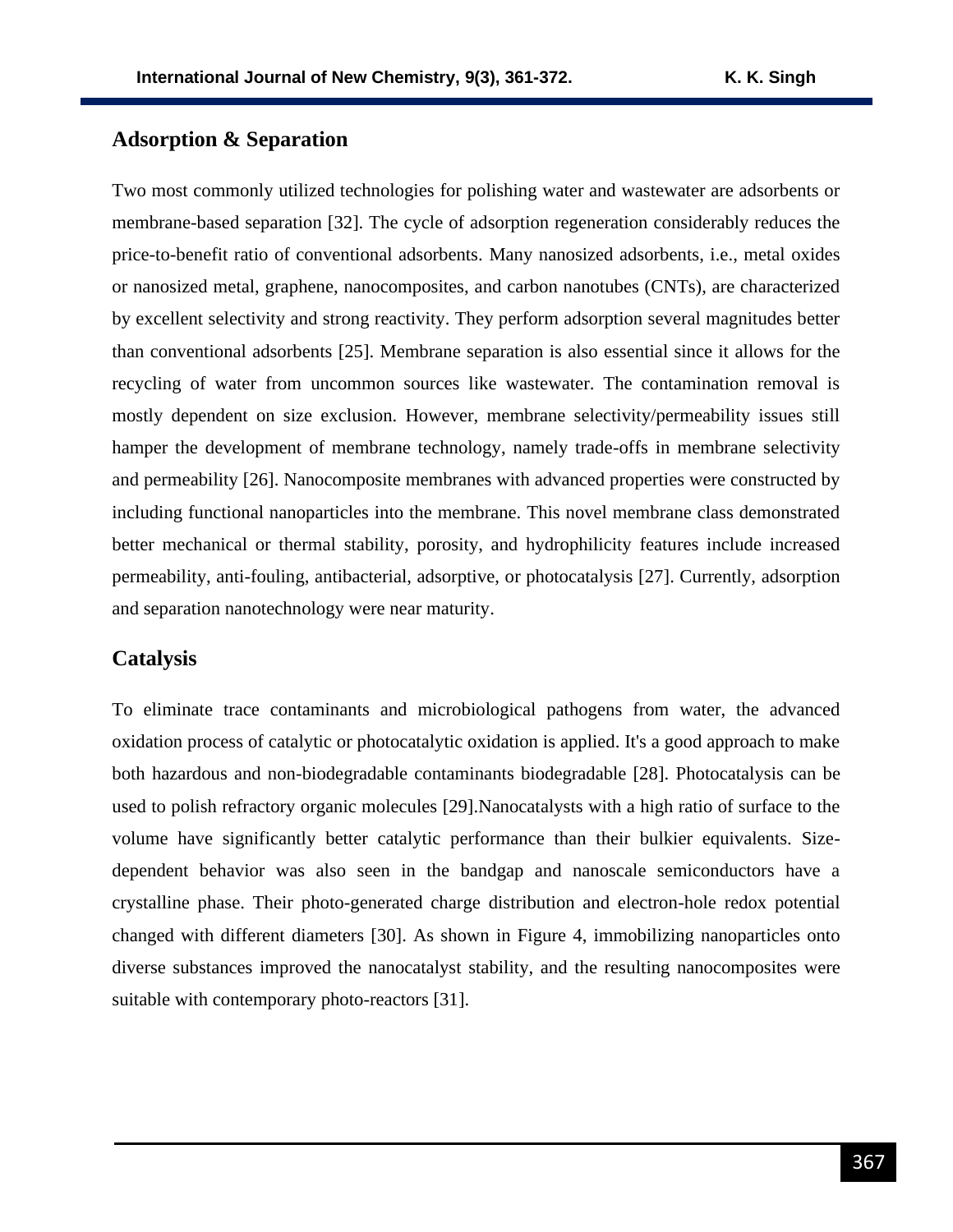## Adsorption & Separation

Two most commonly utilized technologies for polishing water and wastewater are adsorbents or membrane-based separation [32]. The cycle of adsorption regeneration considerably reduces the price-to-benefit ratio of conventional adsorbents. Many nanosized adsorbents, i.e., metal oxides or nanosized metal, graphene, nanocomposites, and carbon nanotubes (CNTs), are characterized by excellent selectivity and strong reactivity. They perform adsorption several magnitudes better than conventional adsorbents [25]. Membrane separation is also essential since it allows for the recycling of water from uncommon sources like wastewater. The contamination removal is mostly dependent on size exclusion. However, membrane selectivity/permeability issues still hamper the development of membrane technology, namely trade-offs in membrane selectivity and permeability [26]. Nanocomposite membranes with advanced properties were constructed by including functional nanoparticles into the membrane. This novel membrane class demonstrated better mechanical or thermal stability, porosity, and hydrophilicity features include increased permeability, anti-fouling, antibacterial, adsorptive, or photocatalysis [27]. Currently, adsorption and separation nanotechnology were near maturity.

## Catalysis

To eliminate trace contaminants and microbiological pathogens from water, the advanced oxidation process of catalytic or photocatalytic oxidation is applied. It's a good approach to make both hazardous and non-biodegradable contaminants biodegradable [28]. Photocatalysis can be used to polish refractory organic molecules [29].Nanocatalysts with a high ratio of surface to the volume have significantly better catalytic performance than their bulkier equivalents. Size-dependent behavior was also seen in the bandgap and nanoscale semiconductors have a crystalline phase. Their photo-generated charge distribution and electron-hole redox potential changed with different diameters [30]. As shown in Figure 4, immobilizing nanoparticles onto diverse substances improved the nanocatalyst stability, and the resulting nanocomposites were suitable with contemporary photo-reactors [31].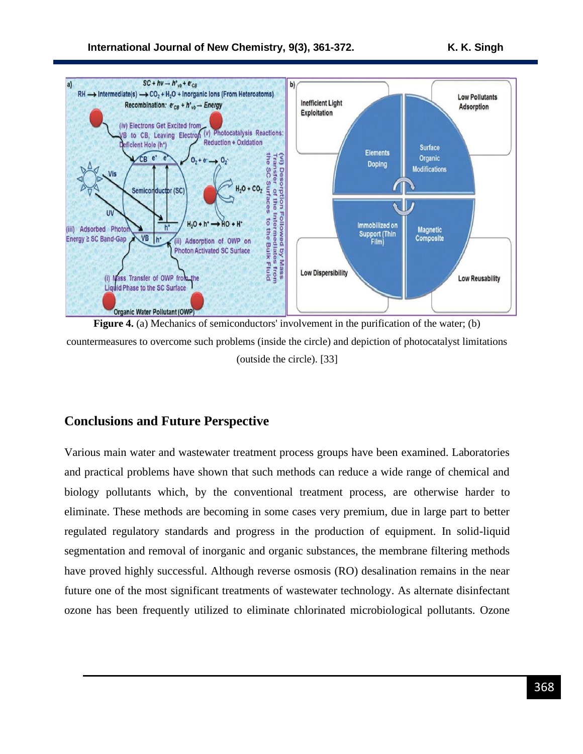**Figure 4.** (a) Mechanics of semiconductors' involvement in the purification of the water; (b) countermeasures to overcome such problems (inside the circle) and depiction of photocatalyst limitations (outside the circle). [33]

## Conclusions and Future Perspective

Various main water and wastewater treatment process groups have been examined. Laboratories and practical problems have shown that such methods can reduce a wide range of chemical and biology pollutants which, by the conventional treatment process, are otherwise harder to eliminate. These methods are becoming in some cases very premium, due in large part to better regulated regulatory standards and progress in the production of equipment. In solid-liquid segmentation and removal of inorganic and organic substances, the membrane filtering methods have proved highly successful. Although reverse osmosis (RO) desalination remains in the near future one of the most significant treatments of wastewater technology. As alternate disinfectant ozone has been frequently utilized to eliminate chlorinated microbiological pollutants. Ozone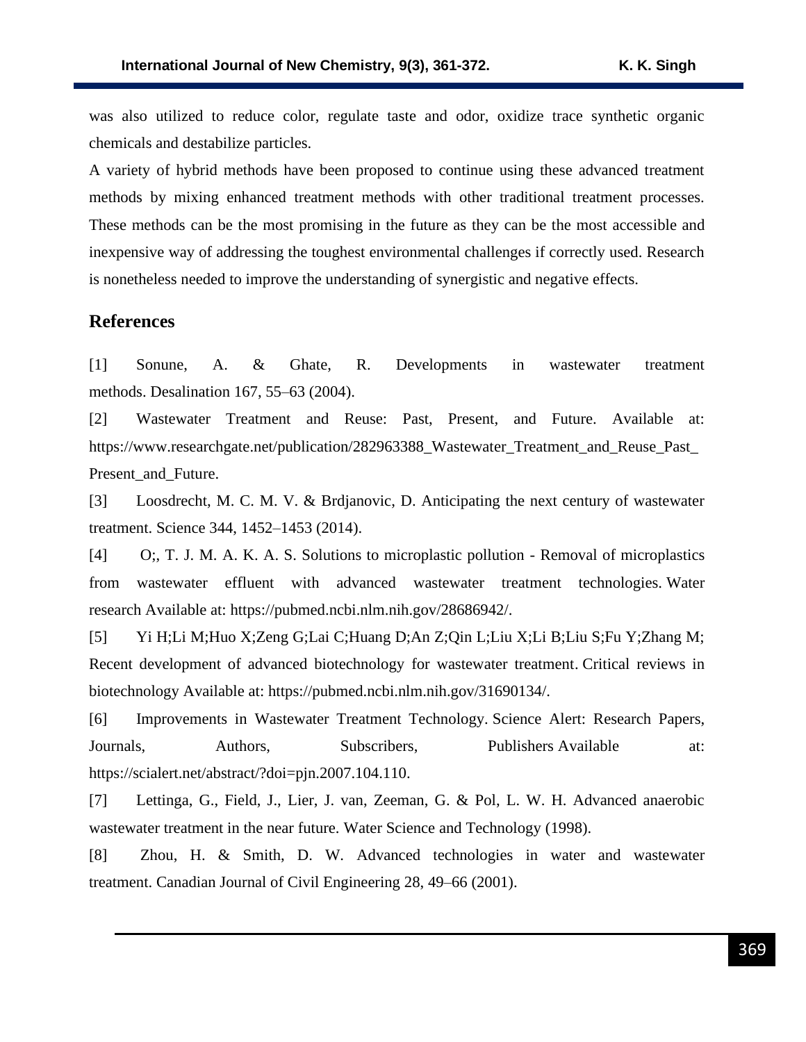was also utilized to reduce color, regulate taste and odor, oxidize trace synthetic organic chemicals and destabilize particles.

A variety of hybrid methods have been proposed to continue using these advanced treatment methods by mixing enhanced treatment methods with other traditional treatment processes. These methods can be the most promising in the future as they can be the most accessible and inexpensive way of addressing the toughest environmental challenges if correctly used. Research is nonetheless needed to improve the understanding of synergistic and negative effects.

## References

[1] Sonune, A. & Ghate, R. Developments in wastewater treatment methods. Desalination 167, 55–63 (2004).

[2] Wastewater Treatment and Reuse: Past, Present, and Future. Available at: https://www.researchgate.net/publication/282963388_Wastewater_Treatment_and_Reuse_Past_Present_and_Future.

[3] Loosdrecht, M. C. M. V. & Brdjanovic, D. Anticipating the next century of wastewater treatment. Science 344, 1452–1453 (2014).

[4] O;, T. J. M. A. K. A. S. Solutions to microplastic pollution - Removal of microplastics from wastewater effluent with advanced wastewater treatment technologies. Water research Available at: https://pubmed.ncbi.nlm.nih.gov/28686942/.

[5] Yi H;Li M;Huo X;Zeng G;Lai C;Huang D;An Z;Qin L;Liu X;Li B;Liu S;Fu Y;Zhang M; Recent development of advanced biotechnology for wastewater treatment. Critical reviews in biotechnology Available at: https://pubmed.ncbi.nlm.nih.gov/31690134/.

[6] Improvements in Wastewater Treatment Technology. Science Alert: Research Papers, Journals, Authors, Subscribers, Publishers Available at: https://scialert.net/abstract/?doi=pjn.2007.104.110.

[7] Lettinga, G., Field, J., Lier, J. van, Zeeman, G. & Pol, L. W. H. Advanced anaerobic wastewater treatment in the near future. Water Science and Technology (1998).

[8] Zhou, H. & Smith, D. W. Advanced technologies in water and wastewater treatment. Canadian Journal of Civil Engineering 28, 49–66 (2001).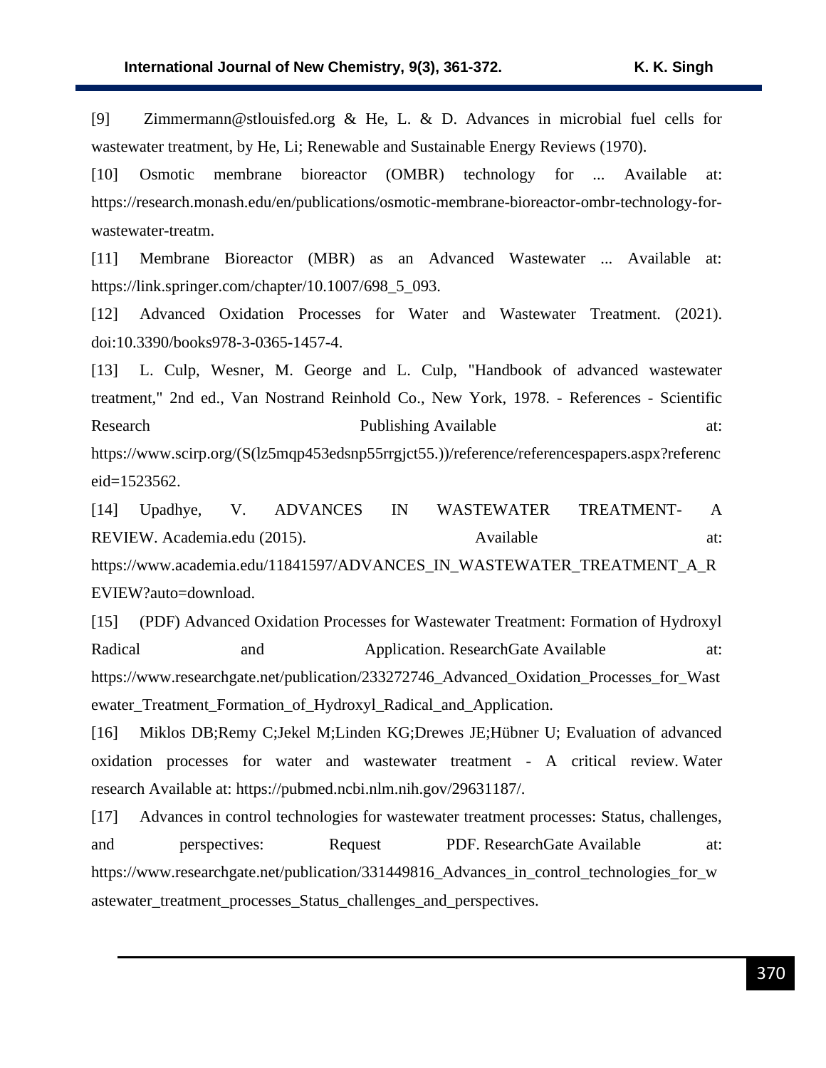[9] Zimmermann@stlouisfed.org & He, L. & D. Advances in microbial fuel cells for wastewater treatment, by He, Li; Renewable and Sustainable Energy Reviews (1970).

[10] Osmotic membrane bioreactor (OMBR) technology for ... Available at: https://research.monash.edu/en/publications/osmotic-membrane-bioreactor-ombr-technology-for-wastewater-treatm.

[11] Membrane Bioreactor (MBR) as an Advanced Wastewater ... Available at: https://link.springer.com/chapter/10.1007/698_5_093.

[12] Advanced Oxidation Processes for Water and Wastewater Treatment. (2021). doi:10.3390/books978-3-0365-1457-4.

[13] L. Culp, Wesner, M. George and L. Culp, "Handbook of advanced wastewater treatment," 2nd ed., Van Nostrand Reinhold Co., New York, 1978. - References - Scientific Research Publishing Available at: https://www.scirp.org/(S(lz5mqp453edsnp55rrgjct55.))/reference/referencespapers.aspx?referenceid=1523562.

[14] Upadhye, V. ADVANCES IN WASTEWATER TREATMENT- A REVIEW. Academia.edu (2015). Available at: https://www.academia.edu/11841597/ADVANCES_IN_WASTEWATER_TREATMENT_A_REVIEW?auto=download.

[15] (PDF) Advanced Oxidation Processes for Wastewater Treatment: Formation of Hydroxyl Radical and Application. ResearchGate Available at: https://www.researchgate.net/publication/233272746_Advanced_Oxidation_Processes_for_Wastewater_Treatment_Formation_of_Hydroxyl_Radical_and_Application.

[16] Miklos DB;Remy C;Jekel M;Linden KG;Drewes JE;Hübner U; Evaluation of advanced oxidation processes for water and wastewater treatment - A critical review. Water research Available at: https://pubmed.ncbi.nlm.nih.gov/29631187/.

[17] Advances in control technologies for wastewater treatment processes: Status, challenges, and perspectives: Request PDF. ResearchGate Available at: https://www.researchgate.net/publication/331449816_Advances_in_control_technologies_for_wastewater_treatment_processes_Status_challenges_and_perspectives.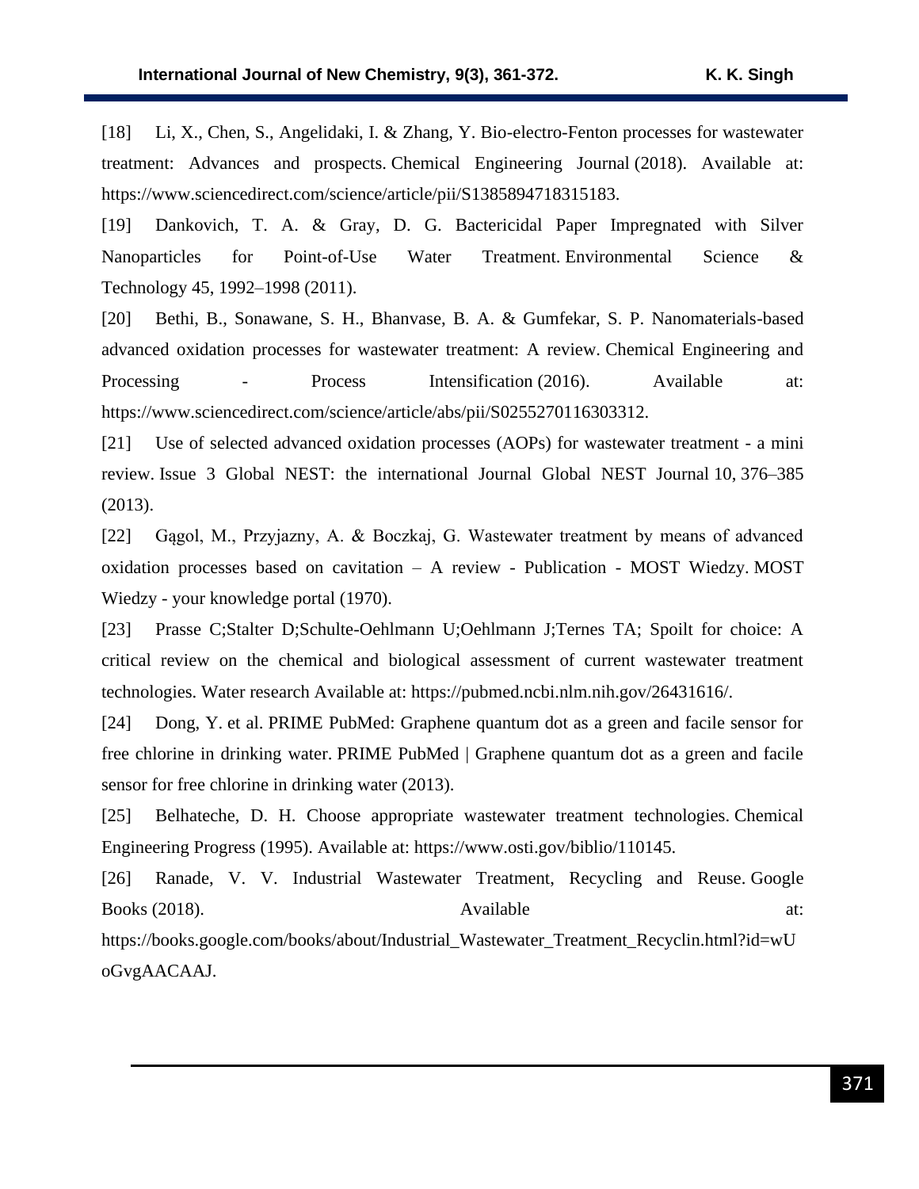[18] Li, X., Chen, S., Angelidaki, I. & Zhang, Y. Bio-electro-Fenton processes for wastewater treatment: Advances and prospects. Chemical Engineering Journal (2018). Available at: https://www.sciencedirect.com/science/article/pii/S1385894718315183.

[19] Dankovich, T. A. & Gray, D. G. Bactericidal Paper Impregnated with Silver Nanoparticles for Point-of-Use Water Treatment. Environmental Science & Technology 45, 1992–1998 (2011).

[20] Bethi, B., Sonawane, S. H., Bhanvase, B. A. & Gumfekar, S. P. Nanomaterials-based advanced oxidation processes for wastewater treatment: A review. Chemical Engineering and Processing - Process Intensification (2016). Available at: https://www.sciencedirect.com/science/article/abs/pii/S0255270116303312.

[21] Use of selected advanced oxidation processes (AOPs) for wastewater treatment - a mini review. Issue 3 Global NEST: the international Journal Global NEST Journal 10, 376–385 (2013).

[22] Gągol, M., Przyjazny, A. & Boczkaj, G. Wastewater treatment by means of advanced oxidation processes based on cavitation – A review - Publication - MOST Wiedzy. MOST Wiedzy - your knowledge portal (1970).

[23] Prasse C;Stalter D;Schulte-Oehlmann U;Oehlmann J;Ternes TA; Spoilt for choice: A critical review on the chemical and biological assessment of current wastewater treatment technologies. Water research Available at: https://pubmed.ncbi.nlm.nih.gov/26431616/.

[24] Dong, Y. et al. PRIME PubMed: Graphene quantum dot as a green and facile sensor for free chlorine in drinking water. PRIME PubMed | Graphene quantum dot as a green and facile sensor for free chlorine in drinking water (2013).

[25] Belhateche, D. H. Choose appropriate wastewater treatment technologies. Chemical Engineering Progress (1995). Available at: https://www.osti.gov/biblio/110145.

[26] Ranade, V. V. Industrial Wastewater Treatment, Recycling and Reuse. Google Books (2018). Available at: https://books.google.com/books/about/Industrial_Wastewater_Treatment_Recyclin.html?id=wUoGvgAACAAJ.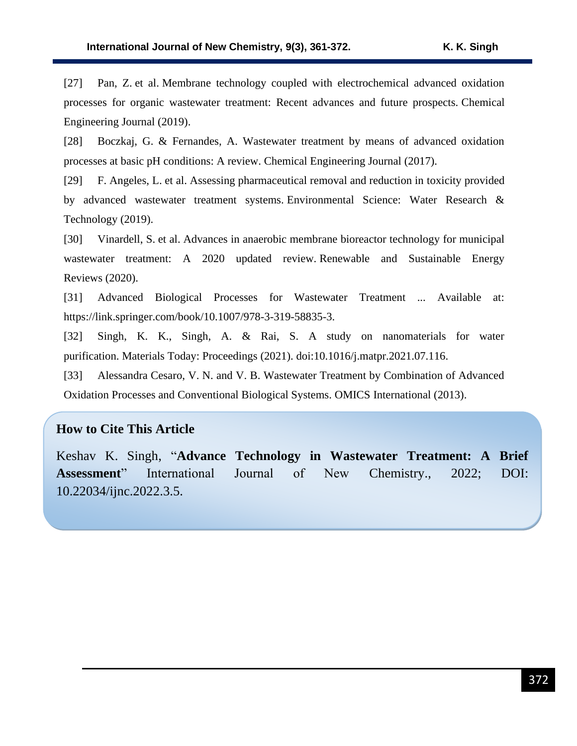[27] Pan, Z. et al. Membrane technology coupled with electrochemical advanced oxidation processes for organic wastewater treatment: Recent advances and future prospects. Chemical Engineering Journal (2019).

[28] Boczkaj, G. & Fernandes, A. Wastewater treatment by means of advanced oxidation processes at basic pH conditions: A review. Chemical Engineering Journal (2017).

[29] F. Angeles, L. et al. Assessing pharmaceutical removal and reduction in toxicity provided by advanced wastewater treatment systems. Environmental Science: Water Research & Technology (2019).

[30] Vinardell, S. et al. Advances in anaerobic membrane bioreactor technology for municipal wastewater treatment: A 2020 updated review. Renewable and Sustainable Energy Reviews (2020).

[31] Advanced Biological Processes for Wastewater Treatment ... Available at: https://link.springer.com/book/10.1007/978-3-319-58835-3.

[32] Singh, K. K., Singh, A. & Rai, S. A study on nanomaterials for water purification. Materials Today: Proceedings (2021). doi:10.1016/j.matpr.2021.07.116.

[33] Alessandra Cesaro, V. N. and V. B. Wastewater Treatment by Combination of Advanced Oxidation Processes and Conventional Biological Systems. OMICS International (2013).

## How to Cite This Article

Keshav K. Singh, "**Advance Technology in Wastewater Treatment: A Brief Assessment**" International Journal of New Chemistry., 2022; DOI: 10.22034/ijnc.2022.3.5.